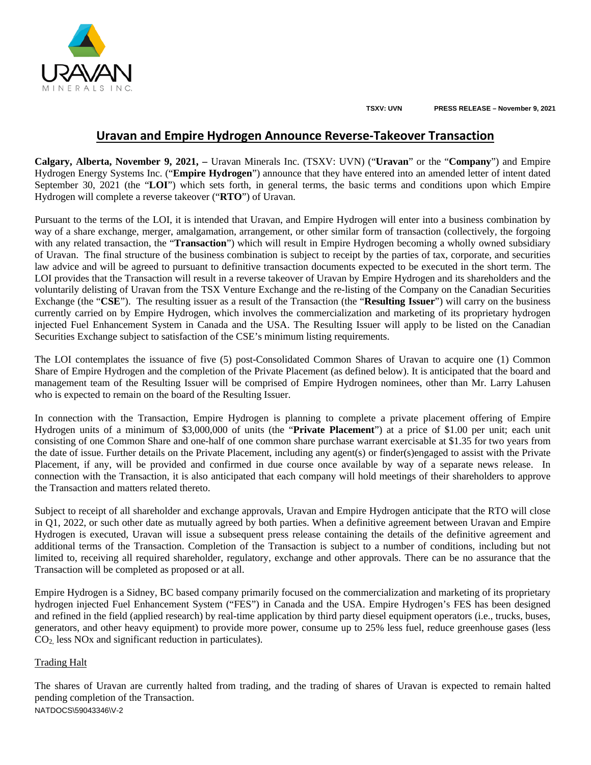TSXV: UVN PRESS RELEASE – November 9, 2021

# Uravan and Empire Hydrogen Announce Reverse-Takeover Transaction

**Calgary, Alberta, November 9, 2021, –** Uravan Minerals Inc. (TSXV: UVN) ("**Uravan**" or the "**Company**") and Empire Hydrogen Energy Systems Inc. ("**Empire Hydrogen**") announce that they have entered into an amended letter of intent dated September 30, 2021 (the "**LOI**") which sets forth, in general terms, the basic terms and conditions upon which Empire Hydrogen will complete a reverse takeover ("**RTO**") of Uravan.

Pursuant to the terms of the LOI, it is intended that Uravan, and Empire Hydrogen will enter into a business combination by way of a share exchange, merger, amalgamation, arrangement, or other similar form of transaction (collectively, the forgoing with any related transaction, the "**Transaction**") which will result in Empire Hydrogen becoming a wholly owned subsidiary of Uravan. The final structure of the business combination is subject to receipt by the parties of tax, corporate, and securities law advice and will be agreed to pursuant to definitive transaction documents expected to be executed in the short term. The LOI provides that the Transaction will result in a reverse takeover of Uravan by Empire Hydrogen and its shareholders and the voluntarily delisting of Uravan from the TSX Venture Exchange and the re-listing of the Company on the Canadian Securities Exchange (the "**CSE**"). The resulting issuer as a result of the Transaction (the "**Resulting Issuer**") will carry on the business currently carried on by Empire Hydrogen, which involves the commercialization and marketing of its proprietary hydrogen injected Fuel Enhancement System in Canada and the USA. The Resulting Issuer will apply to be listed on the Canadian Securities Exchange subject to satisfaction of the CSE's minimum listing requirements.

The LOI contemplates the issuance of five (5) post-Consolidated Common Shares of Uravan to acquire one (1) Common Share of Empire Hydrogen and the completion of the Private Placement (as defined below). It is anticipated that the board and management team of the Resulting Issuer will be comprised of Empire Hydrogen nominees, other than Mr. Larry Lahusen who is expected to remain on the board of the Resulting Issuer.

In connection with the Transaction, Empire Hydrogen is planning to complete a private placement offering of Empire Hydrogen units of a minimum of $3,000,000 of units (the "**Private Placement**") at a price of $1.00 per unit; each unit consisting of one Common Share and one-half of one common share purchase warrant exercisable at $1.35 for two years from the date of issue. Further details on the Private Placement, including any agent(s) or finder(s)engaged to assist with the Private Placement, if any, will be provided and confirmed in due course once available by way of a separate news release. In connection with the Transaction, it is also anticipated that each company will hold meetings of their shareholders to approve the Transaction and matters related thereto.

Subject to receipt of all shareholder and exchange approvals, Uravan and Empire Hydrogen anticipate that the RTO will close in Q1, 2022, or such other date as mutually agreed by both parties. When a definitive agreement between Uravan and Empire Hydrogen is executed, Uravan will issue a subsequent press release containing the details of the definitive agreement and additional terms of the Transaction. Completion of the Transaction is subject to a number of conditions, including but not limited to, receiving all required shareholder, regulatory, exchange and other approvals. There can be no assurance that the Transaction will be completed as proposed or at all.

Empire Hydrogen is a Sidney, BC based company primarily focused on the commercialization and marketing of its proprietary hydrogen injected Fuel Enhancement System ("FES") in Canada and the USA. Empire Hydrogen's FES has been designed and refined in the field (applied research) by real-time application by third party diesel equipment operators (i.e., trucks, buses, generators, and other heavy equipment) to provide more power, consume up to 25% less fuel, reduce greenhouse gases (less $CO_2$, less NOx and significant reduction in particulates).

## Trading Halt

The shares of Uravan are currently halted from trading, and the trading of shares of Uravan is expected to remain halted pending completion of the Transaction.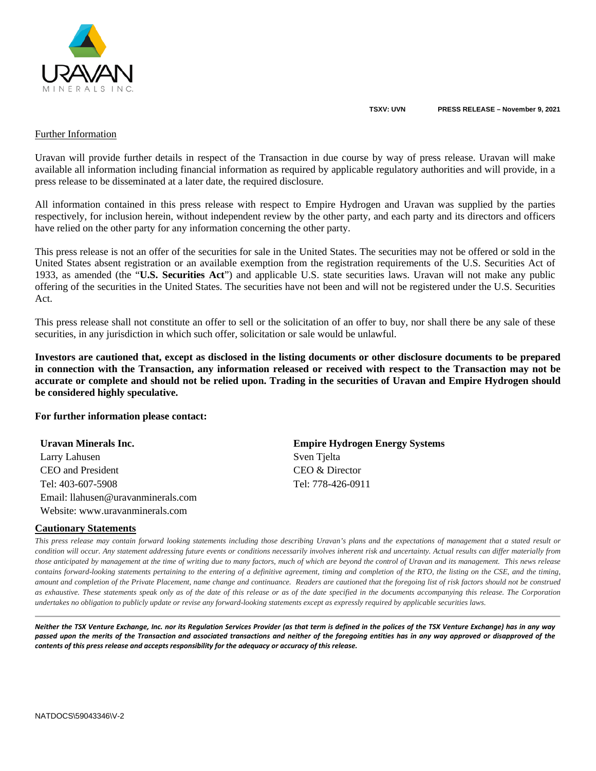TSXV: UVN PRESS RELEASE – November 9, 2021

## Further Information

Uravan will provide further details in respect of the Transaction in due course by way of press release. Uravan will make available all information including financial information as required by applicable regulatory authorities and will provide, in a press release to be disseminated at a later date, the required disclosure.

All information contained in this press release with respect to Empire Hydrogen and Uravan was supplied by the parties respectively, for inclusion herein, without independent review by the other party, and each party and its directors and officers have relied on the other party for any information concerning the other party.

This press release is not an offer of the securities for sale in the United States. The securities may not be offered or sold in the United States absent registration or an available exemption from the registration requirements of the U.S. Securities Act of 1933, as amended (the "**U.S. Securities Act**") and applicable U.S. state securities laws. Uravan will not make any public offering of the securities in the United States. The securities have not been and will not be registered under the U.S. Securities Act.

This press release shall not constitute an offer to sell or the solicitation of an offer to buy, nor shall there be any sale of these securities, in any jurisdiction in which such offer, solicitation or sale would be unlawful.

**Investors are cautioned that, except as disclosed in the listing documents or other disclosure documents to be prepared in connection with the Transaction, any information released or received with respect to the Transaction may not be accurate or complete and should not be relied upon. Trading in the securities of Uravan and Empire Hydrogen should be considered highly speculative.**

**For further information please contact:**

**Uravan Minerals Inc.**
Larry Lahusen
CEO and President
Tel: 403-607-5908
Email: llahusen@uravanminerals.com
Website: www.uravanminerals.com

**Empire Hydrogen Energy Systems**
Sven Tjelta
CEO & Director
Tel: 778-426-0911

## Cautionary Statements

*This press release may contain forward looking statements including those describing Uravan's plans and the expectations of management that a stated result or condition will occur. Any statement addressing future events or conditions necessarily involves inherent risk and uncertainty. Actual results can differ materially from those anticipated by management at the time of writing due to many factors, much of which are beyond the control of Uravan and its management. This news release contains forward-looking statements pertaining to the entering of a definitive agreement, timing and completion of the RTO, the listing on the CSE, and the timing, amount and completion of the Private Placement, name change and continuance. Readers are cautioned that the foregoing list of risk factors should not be construed as exhaustive. These statements speak only as of the date of this release or as of the date specified in the documents accompanying this release. The Corporation undertakes no obligation to publicly update or revise any forward-looking statements except as expressly required by applicable securities laws.*

---

***Neither the TSX Venture Exchange, Inc. nor its Regulation Services Provider (as that term is defined in the polices of the TSX Venture Exchange) has in any way passed upon the merits of the Transaction and associated transactions and neither of the foregoing entities has in any way approved or disapproved of the contents of this press release and accepts responsibility for the adequacy or accuracy of this release.***

NATDOCS\59043346\V-2